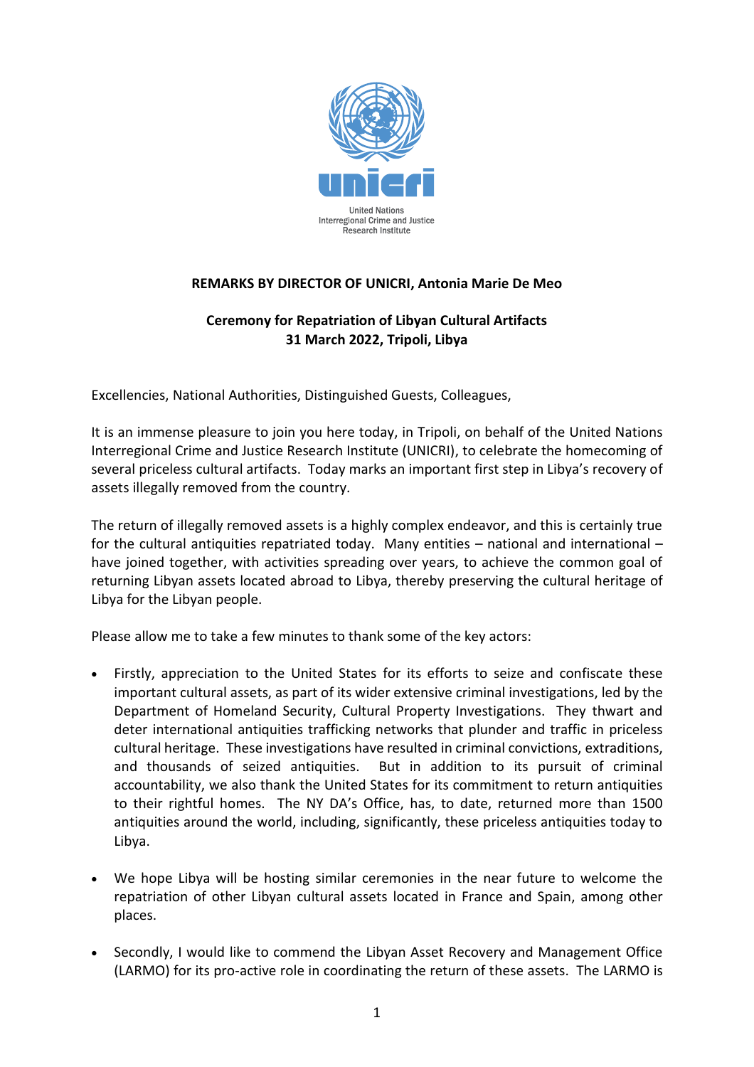United Nations
Interregional Crime and Justice
Research Institute

**REMARKS BY DIRECTOR OF UNICRI, Antonia Marie De Meo**

**Ceremony for Repatriation of Libyan Cultural Artifacts**
**31 March 2022, Tripoli, Libya**

Excellencies, National Authorities, Distinguished Guests, Colleagues,

It is an immense pleasure to join you here today, in Tripoli, on behalf of the United Nations Interregional Crime and Justice Research Institute (UNICRI), to celebrate the homecoming of several priceless cultural artifacts. Today marks an important first step in Libya's recovery of assets illegally removed from the country.

The return of illegally removed assets is a highly complex endeavor, and this is certainly true for the cultural antiquities repatriated today. Many entities – national and international – have joined together, with activities spreading over years, to achieve the common goal of returning Libyan assets located abroad to Libya, thereby preserving the cultural heritage of Libya for the Libyan people.

Please allow me to take a few minutes to thank some of the key actors:

- Firstly, appreciation to the United States for its efforts to seize and confiscate these important cultural assets, as part of its wider extensive criminal investigations, led by the Department of Homeland Security, Cultural Property Investigations. They thwart and deter international antiquities trafficking networks that plunder and traffic in priceless cultural heritage. These investigations have resulted in criminal convictions, extraditions, and thousands of seized antiquities. But in addition to its pursuit of criminal accountability, we also thank the United States for its commitment to return antiquities to their rightful homes. The NY DA's Office, has, to date, returned more than 1500 antiquities around the world, including, significantly, these priceless antiquities today to Libya.

- We hope Libya will be hosting similar ceremonies in the near future to welcome the repatriation of other Libyan cultural assets located in France and Spain, among other places.

- Secondly, I would like to commend the Libyan Asset Recovery and Management Office (LARMO) for its pro-active role in coordinating the return of these assets. The LARMO is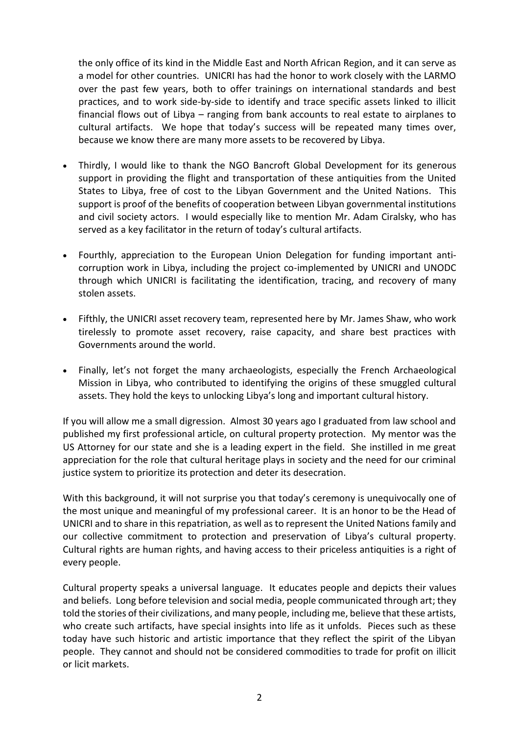the only office of its kind in the Middle East and North African Region, and it can serve as a model for other countries. UNICRI has had the honor to work closely with the LARMO over the past few years, both to offer trainings on international standards and best practices, and to work side-by-side to identify and trace specific assets linked to illicit financial flows out of Libya – ranging from bank accounts to real estate to airplanes to cultural artifacts. We hope that today's success will be repeated many times over, because we know there are many more assets to be recovered by Libya.

- Thirdly, I would like to thank the NGO Bancroft Global Development for its generous support in providing the flight and transportation of these antiquities from the United States to Libya, free of cost to the Libyan Government and the United Nations. This support is proof of the benefits of cooperation between Libyan governmental institutions and civil society actors. I would especially like to mention Mr. Adam Ciralsky, who has served as a key facilitator in the return of today's cultural artifacts.
- Fourthly, appreciation to the European Union Delegation for funding important anti-corruption work in Libya, including the project co-implemented by UNICRI and UNODC through which UNICRI is facilitating the identification, tracing, and recovery of many stolen assets.
- Fifthly, the UNICRI asset recovery team, represented here by Mr. James Shaw, who work tirelessly to promote asset recovery, raise capacity, and share best practices with Governments around the world.
- Finally, let's not forget the many archaeologists, especially the French Archaeological Mission in Libya, who contributed to identifying the origins of these smuggled cultural assets. They hold the keys to unlocking Libya's long and important cultural history.

If you will allow me a small digression. Almost 30 years ago I graduated from law school and published my first professional article, on cultural property protection. My mentor was the US Attorney for our state and she is a leading expert in the field. She instilled in me great appreciation for the role that cultural heritage plays in society and the need for our criminal justice system to prioritize its protection and deter its desecration.

With this background, it will not surprise you that today's ceremony is unequivocally one of the most unique and meaningful of my professional career. It is an honor to be the Head of UNICRI and to share in this repatriation, as well as to represent the United Nations family and our collective commitment to protection and preservation of Libya's cultural property. Cultural rights are human rights, and having access to their priceless antiquities is a right of every people.

Cultural property speaks a universal language. It educates people and depicts their values and beliefs. Long before television and social media, people communicated through art; they told the stories of their civilizations, and many people, including me, believe that these artists, who create such artifacts, have special insights into life as it unfolds. Pieces such as these today have such historic and artistic importance that they reflect the spirit of the Libyan people. They cannot and should not be considered commodities to trade for profit on illicit or licit markets.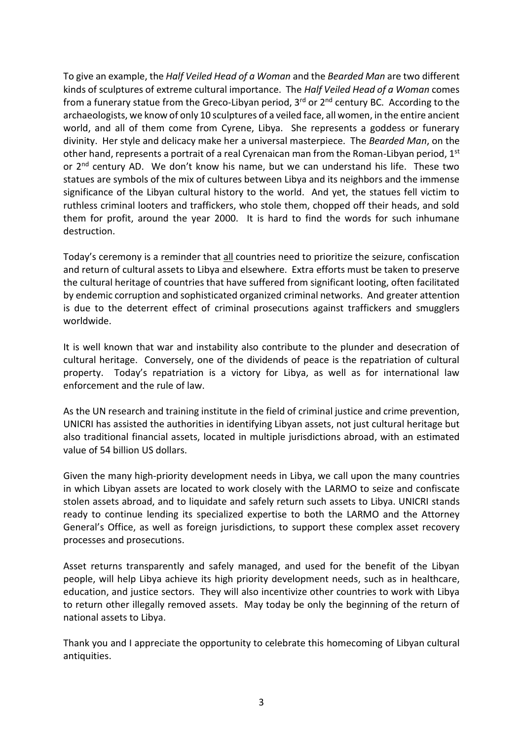To give an example, the *Half Veiled Head of a Woman* and the *Bearded Man* are two different kinds of sculptures of extreme cultural importance. The *Half Veiled Head of a Woman* comes from a funerary statue from the Greco-Libyan period, 3rd or 2nd century BC. According to the archaeologists, we know of only 10 sculptures of a veiled face, all women, in the entire ancient world, and all of them come from Cyrene, Libya. She represents a goddess or funerary divinity. Her style and delicacy make her a universal masterpiece. The *Bearded Man*, on the other hand, represents a portrait of a real Cyrenaican man from the Roman-Libyan period, 1st or 2nd century AD. We don't know his name, but we can understand his life. These two statues are symbols of the mix of cultures between Libya and its neighbors and the immense significance of the Libyan cultural history to the world. And yet, the statues fell victim to ruthless criminal looters and traffickers, who stole them, chopped off their heads, and sold them for profit, around the year 2000. It is hard to find the words for such inhumane destruction.

Today's ceremony is a reminder that <u>all</u> countries need to prioritize the seizure, confiscation and return of cultural assets to Libya and elsewhere. Extra efforts must be taken to preserve the cultural heritage of countries that have suffered from significant looting, often facilitated by endemic corruption and sophisticated organized criminal networks. And greater attention is due to the deterrent effect of criminal prosecutions against traffickers and smugglers worldwide.

It is well known that war and instability also contribute to the plunder and desecration of cultural heritage. Conversely, one of the dividends of peace is the repatriation of cultural property. Today's repatriation is a victory for Libya, as well as for international law enforcement and the rule of law.

As the UN research and training institute in the field of criminal justice and crime prevention, UNICRI has assisted the authorities in identifying Libyan assets, not just cultural heritage but also traditional financial assets, located in multiple jurisdictions abroad, with an estimated value of 54 billion US dollars.

Given the many high-priority development needs in Libya, we call upon the many countries in which Libyan assets are located to work closely with the LARMO to seize and confiscate stolen assets abroad, and to liquidate and safely return such assets to Libya. UNICRI stands ready to continue lending its specialized expertise to both the LARMO and the Attorney General's Office, as well as foreign jurisdictions, to support these complex asset recovery processes and prosecutions.

Asset returns transparently and safely managed, and used for the benefit of the Libyan people, will help Libya achieve its high priority development needs, such as in healthcare, education, and justice sectors. They will also incentivize other countries to work with Libya to return other illegally removed assets. May today be only the beginning of the return of national assets to Libya.

Thank you and I appreciate the opportunity to celebrate this homecoming of Libyan cultural antiquities.